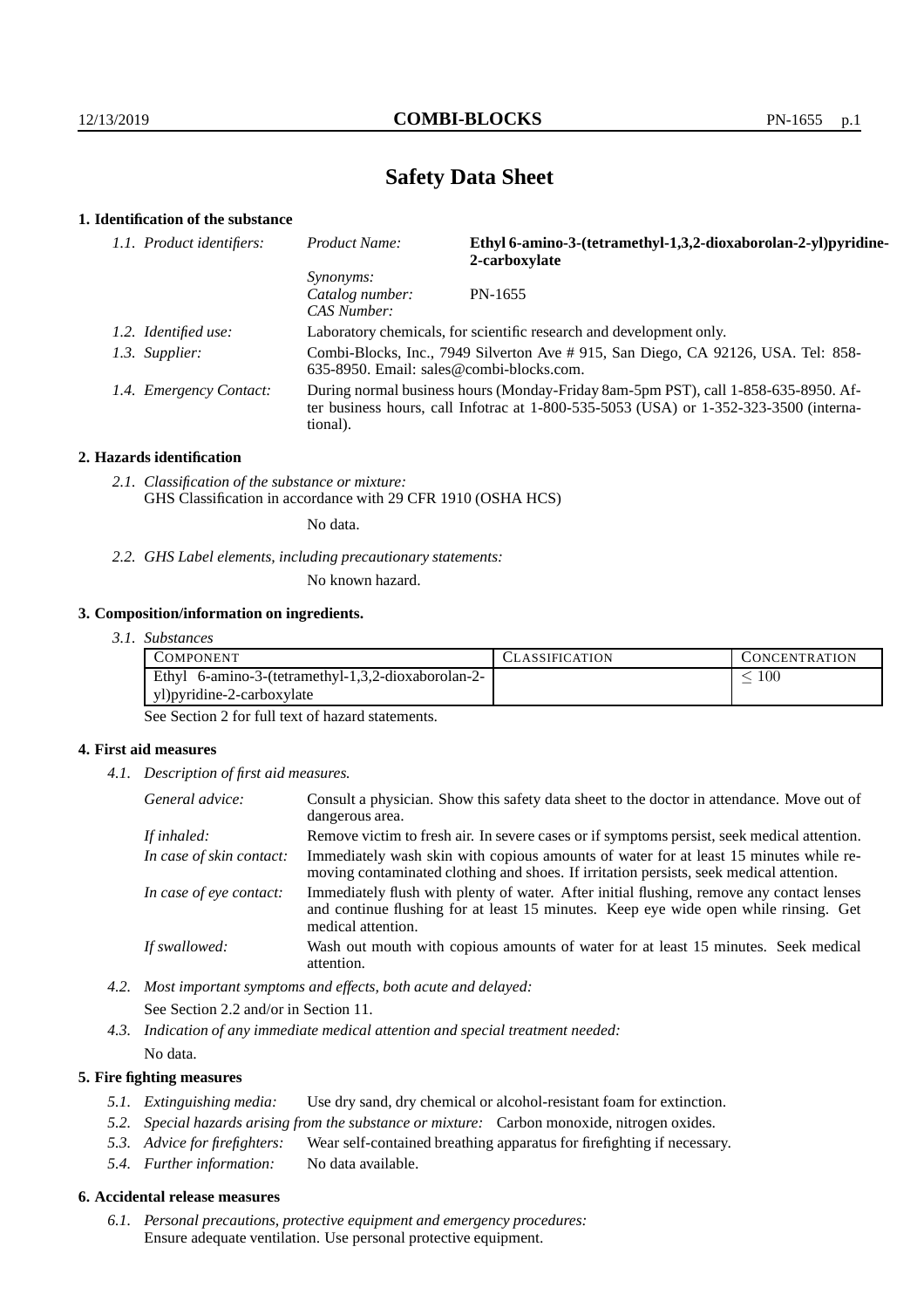# Safety Data Sheet

## 1. Identification of the substance

*1.1. Product identifiers:*
- *Product Name:* **Ethyl 6-amino-3-(tetramethyl-1,3,2-dioxaborolan-2-yl)pyridine-2-carboxylate**
- *Synonyms:*
- *Catalog number:* PN-1655
- *CAS Number:*

*1.2. Identified use:* Laboratory chemicals, for scientific research and development only.

*1.3. Supplier:* Combi-Blocks, Inc., 7949 Silverton Ave # 915, San Diego, CA 92126, USA. Tel: 858-635-8950. Email: sales@combi-blocks.com.

*1.4. Emergency Contact:* During normal business hours (Monday-Friday 8am-5pm PST), call 1-858-635-8950. After business hours, call Infotrac at 1-800-535-5053 (USA) or 1-352-323-3500 (international).

## 2. Hazards identification

*2.1. Classification of the substance or mixture:*
GHS Classification in accordance with 29 CFR 1910 (OSHA HCS)

No data.

*2.2. GHS Label elements, including precautionary statements:*

No known hazard.

## 3. Composition/information on ingredients.

*3.1. Substances*

| COMPONENT | CLASSIFICATION | CONCENTRATION |
|---|---|---|
| Ethyl 6-amino-3-(tetramethyl-1,3,2-dioxaborolan-2-yl)pyridine-2-carboxylate | | $\leq 100$ |

See Section 2 for full text of hazard statements.

## 4. First aid measures

*4.1. Description of first aid measures.*

*General advice:* Consult a physician. Show this safety data sheet to the doctor in attendance. Move out of dangerous area.

*If inhaled:* Remove victim to fresh air. In severe cases or if symptoms persist, seek medical attention.

*In case of skin contact:* Immediately wash skin with copious amounts of water for at least 15 minutes while removing contaminated clothing and shoes. If irritation persists, seek medical attention.

*In case of eye contact:* Immediately flush with plenty of water. After initial flushing, remove any contact lenses and continue flushing for at least 15 minutes. Keep eye wide open while rinsing. Get medical attention.

*If swallowed:* Wash out mouth with copious amounts of water for at least 15 minutes. Seek medical attention.

*4.2. Most important symptoms and effects, both acute and delayed:*

See Section 2.2 and/or in Section 11.

*4.3. Indication of any immediate medical attention and special treatment needed:*

No data.

## 5. Fire fighting measures

*5.1. Extinguishing media:* Use dry sand, dry chemical or alcohol-resistant foam for extinction.

*5.2. Special hazards arising from the substance or mixture:* Carbon monoxide, nitrogen oxides.

*5.3. Advice for firefighters:* Wear self-contained breathing apparatus for firefighting if necessary.

*5.4. Further information:* No data available.

## 6. Accidental release measures

*6.1. Personal precautions, protective equipment and emergency procedures:*
Ensure adequate ventilation. Use personal protective equipment.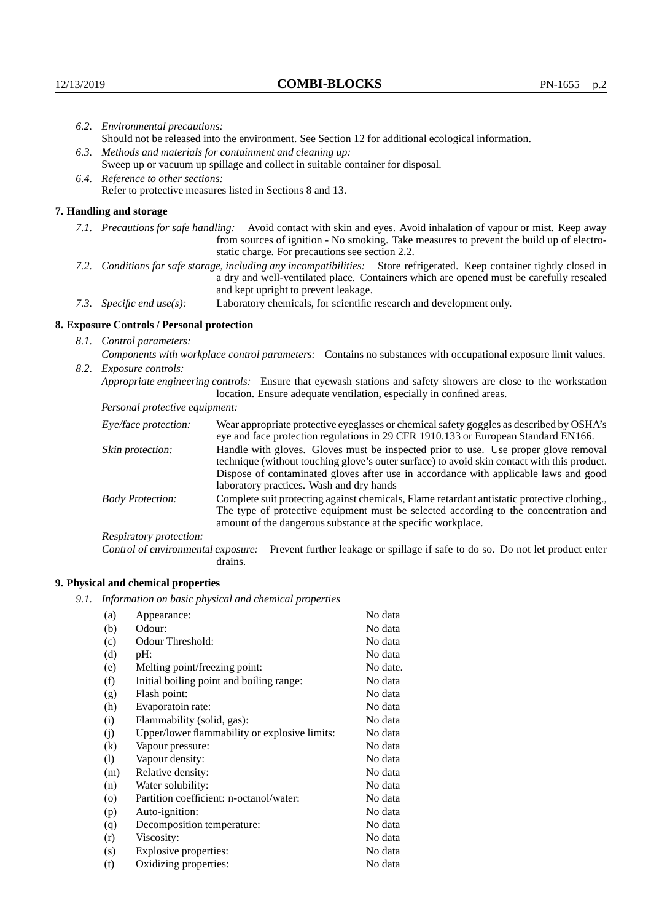*6.2. Environmental precautions:*
Should not be released into the environment. See Section 12 for additional ecological information.

*6.3. Methods and materials for containment and cleaning up:*
Sweep up or vacuum up spillage and collect in suitable container for disposal.

*6.4. Reference to other sections:*
Refer to protective measures listed in Sections 8 and 13.

## 7. Handling and storage

*7.1. Precautions for safe handling:* Avoid contact with skin and eyes. Avoid inhalation of vapour or mist. Keep away from sources of ignition - No smoking. Take measures to prevent the build up of electrostatic charge. For precautions see section 2.2.

*7.2. Conditions for safe storage, including any incompatibilities:* Store refrigerated. Keep container tightly closed in a dry and well-ventilated place. Containers which are opened must be carefully resealed and kept upright to prevent leakage.

*7.3. Specific end use(s):* Laboratory chemicals, for scientific research and development only.

## 8. Exposure Controls / Personal protection

*8.1. Control parameters:*
*Components with workplace control parameters:* Contains no substances with occupational exposure limit values.

*8.2. Exposure controls:*
*Appropriate engineering controls:* Ensure that eyewash stations and safety showers are close to the workstation location. Ensure adequate ventilation, especially in confined areas.

*Personal protective equipment:*

*Eye/face protection:* Wear appropriate protective eyeglasses or chemical safety goggles as described by OSHA's eye and face protection regulations in 29 CFR 1910.133 or European Standard EN166.

*Skin protection:* Handle with gloves. Gloves must be inspected prior to use. Use proper glove removal technique (without touching glove's outer surface) to avoid skin contact with this product. Dispose of contaminated gloves after use in accordance with applicable laws and good laboratory practices. Wash and dry hands

*Body Protection:* Complete suit protecting against chemicals, Flame retardant antistatic protective clothing., The type of protective equipment must be selected according to the concentration and amount of the dangerous substance at the specific workplace.

*Respiratory protection:*

*Control of environmental exposure:* Prevent further leakage or spillage if safe to do so. Do not let product enter drains.

## 9. Physical and chemical properties

*9.1. Information on basic physical and chemical properties*

| | | |
|---|---|---|
| (a) | Appearance: | No data |
| (b) | Odour: | No data |
| (c) | Odour Threshold: | No data |
| (d) | pH: | No data |
| (e) | Melting point/freezing point: | No date. |
| (f) | Initial boiling point and boiling range: | No data |
| (g) | Flash point: | No data |
| (h) | Evaporatoin rate: | No data |
| (i) | Flammability (solid, gas): | No data |
| (j) | Upper/lower flammability or explosive limits: | No data |
| (k) | Vapour pressure: | No data |
| (l) | Vapour density: | No data |
| (m) | Relative density: | No data |
| (n) | Water solubility: | No data |
| (o) | Partition coefficient: n-octanol/water: | No data |
| (p) | Auto-ignition: | No data |
| (q) | Decomposition temperature: | No data |
| (r) | Viscosity: | No data |
| (s) | Explosive properties: | No data |
| (t) | Oxidizing properties: | No data |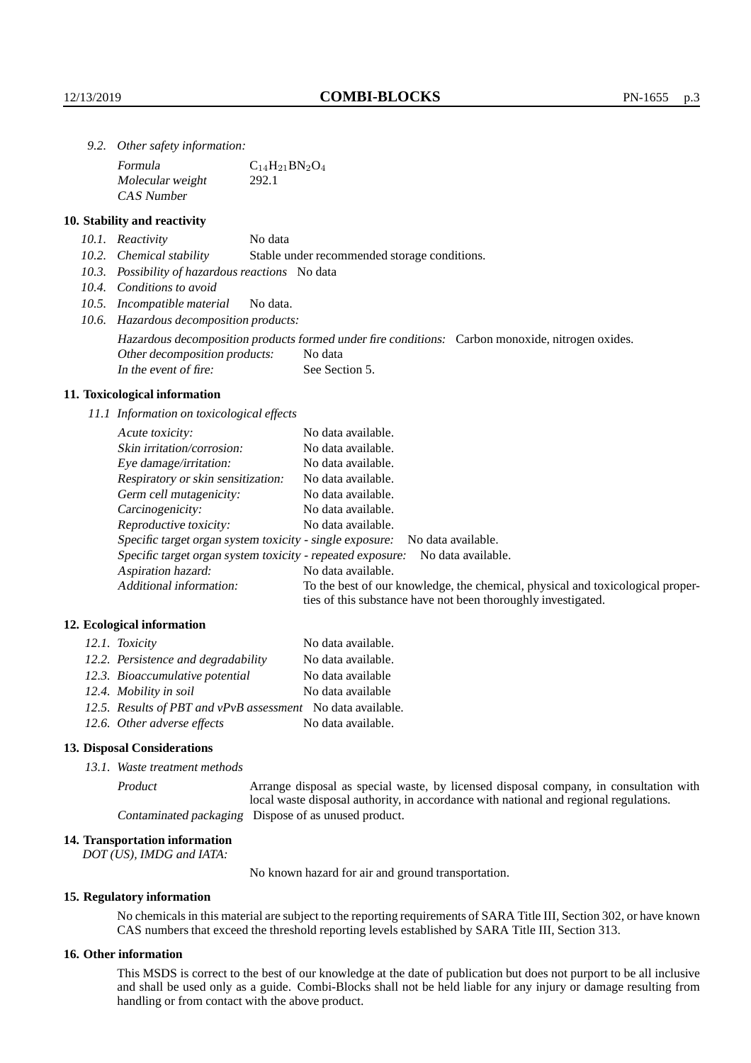*9.2. Other safety information:*

| | |
|---|---|
| *Formula* | $C_{14}H_{21}BN_2O_4$ |
| *Molecular weight* | 292.1 |
| *CAS Number* | |

### 10. Stability and reactivity

*10.1. Reactivity* No data

*10.2. Chemical stability* Stable under recommended storage conditions.

*10.3. Possibility of hazardous reactions* No data

*10.4. Conditions to avoid*

*10.5. Incompatible material* No data.

*10.6. Hazardous decomposition products:*

*Hazardous decomposition products formed under fire conditions:* Carbon monoxide, nitrogen oxides.

*Other decomposition products:* No data

*In the event of fire:* See Section 5.

### 11. Toxicological information

*11.1 Information on toxicological effects*

| | |
|---|---|
| *Acute toxicity:* | No data available. |
| *Skin irritation/corrosion:* | No data available. |
| *Eye damage/irritation:* | No data available. |
| *Respiratory or skin sensitization:* | No data available. |
| *Germ cell mutagenicity:* | No data available. |
| *Carcinogenicity:* | No data available. |
| *Reproductive toxicity:* | No data available. |
| *Specific target organ system toxicity - single exposure:* | No data available. |
| *Specific target organ system toxicity - repeated exposure:* | No data available. |
| *Aspiration hazard:* | No data available. |
| *Additional information:* | To the best of our knowledge, the chemical, physical and toxicological properties of this substance have not been thoroughly investigated. |

### 12. Ecological information

| | |
|---|---|
| *12.1. Toxicity* | No data available. |
| *12.2. Persistence and degradability* | No data available. |
| *12.3. Bioaccumulative potential* | No data available |
| *12.4. Mobility in soil* | No data available |
| *12.5. Results of PBT and vPvB assessment* | No data available. |
| *12.6. Other adverse effects* | No data available. |

### 13. Disposal Considerations

*13.1. Waste treatment methods*

*Product* Arrange disposal as special waste, by licensed disposal company, in consultation with local waste disposal authority, in accordance with national and regional regulations.

*Contaminated packaging* Dispose of as unused product.

### 14. Transportation information

*DOT (US), IMDG and IATA:*

No known hazard for air and ground transportation.

### 15. Regulatory information

No chemicals in this material are subject to the reporting requirements of SARA Title III, Section 302, or have known CAS numbers that exceed the threshold reporting levels established by SARA Title III, Section 313.

### 16. Other information

This MSDS is correct to the best of our knowledge at the date of publication but does not purport to be all inclusive and shall be used only as a guide. Combi-Blocks shall not be held liable for any injury or damage resulting from handling or from contact with the above product.